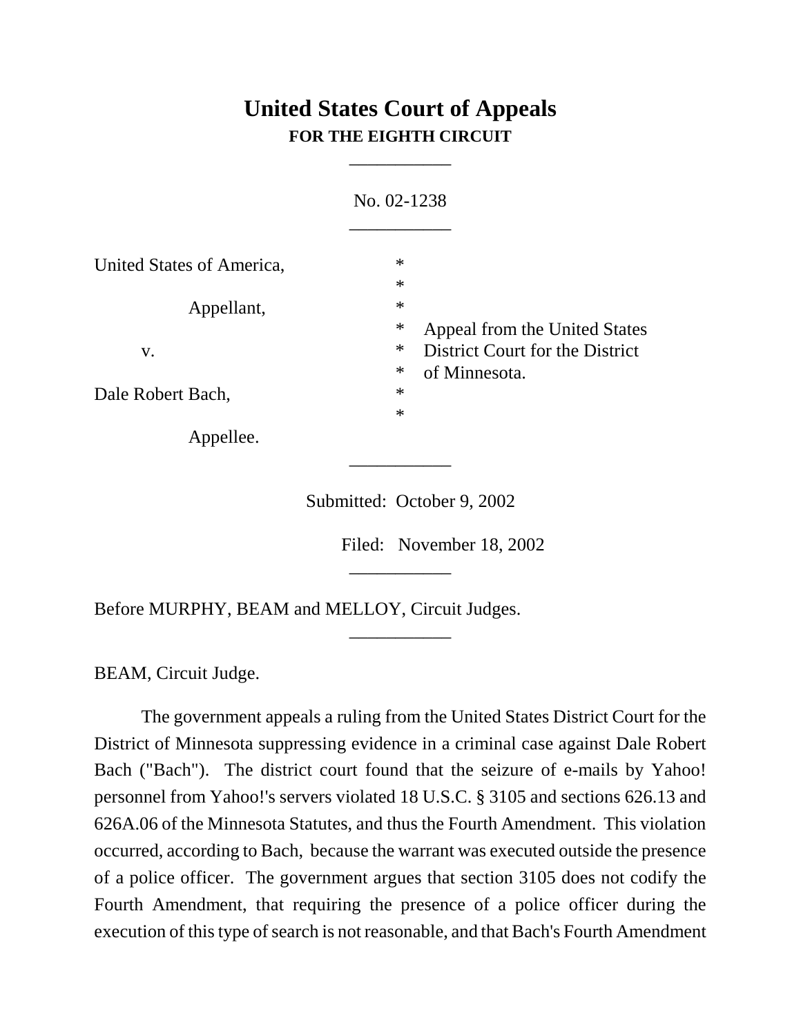# United States Court of Appeals
**FOR THE EIGHTH CIRCUIT**

___________

No. 02-1238

___________

| | | |
|---|---|---|
| United States of America, | * | |
| | * | |
| Appellant, | * | |
| | * | Appeal from the United States |
| v. | * | District Court for the District |
| | * | of Minnesota. |
| Dale Robert Bach, | * | |
| | * | |
| Appellee. | | |

___________

Submitted: October 9, 2002

Filed: November 18, 2002

___________

Before MURPHY, BEAM and MELLOY, Circuit Judges.

___________

BEAM, Circuit Judge.

The government appeals a ruling from the United States District Court for the District of Minnesota suppressing evidence in a criminal case against Dale Robert Bach ("Bach"). The district court found that the seizure of e-mails by Yahoo! personnel from Yahoo!'s servers violated 18 U.S.C. § 3105 and sections 626.13 and 626A.06 of the Minnesota Statutes, and thus the Fourth Amendment. This violation occurred, according to Bach, because the warrant was executed outside the presence of a police officer. The government argues that section 3105 does not codify the Fourth Amendment, that requiring the presence of a police officer during the execution of this type of search is not reasonable, and that Bach's Fourth Amendment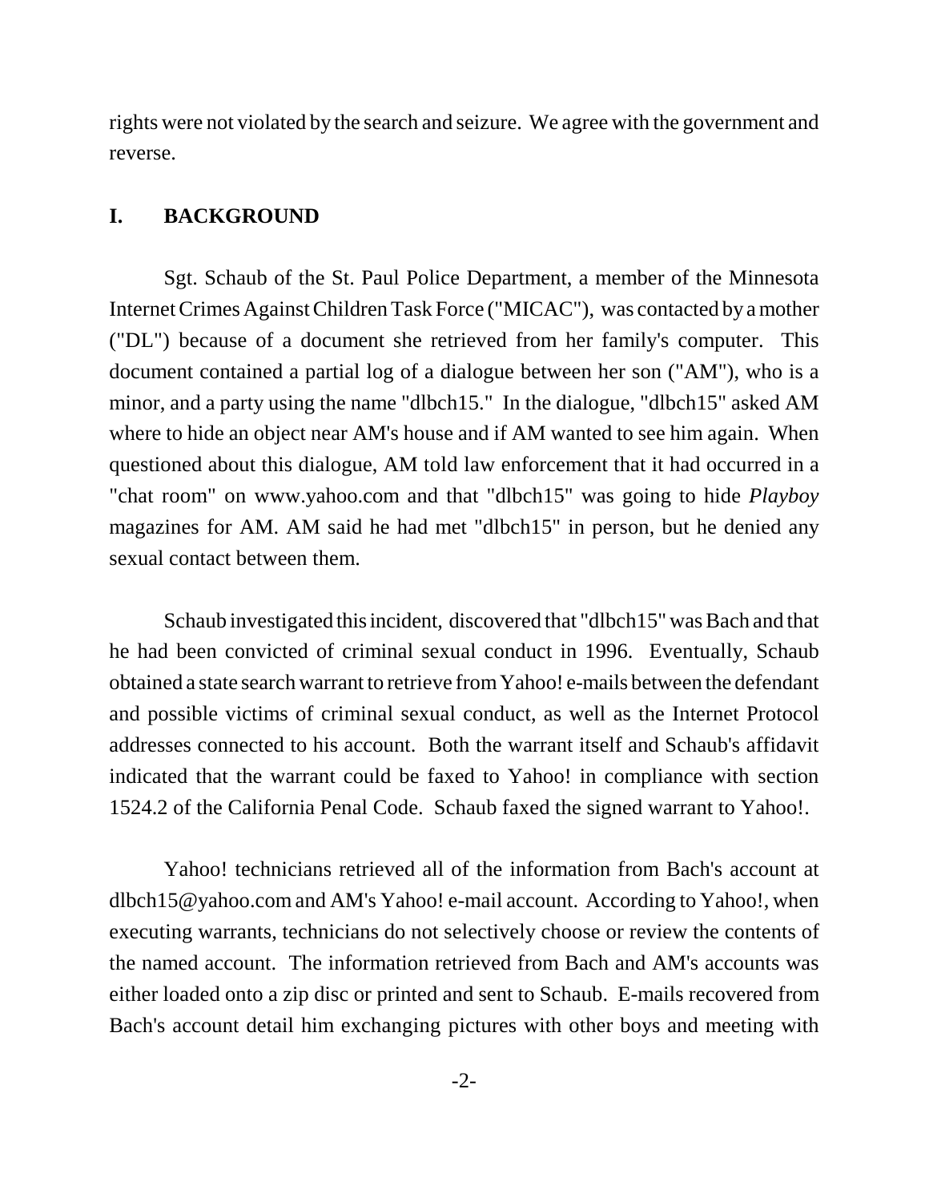rights were not violated by the search and seizure. We agree with the government and reverse.

## I. BACKGROUND

Sgt. Schaub of the St. Paul Police Department, a member of the Minnesota Internet Crimes Against Children Task Force ("MICAC"), was contacted by a mother ("DL") because of a document she retrieved from her family's computer. This document contained a partial log of a dialogue between her son ("AM"), who is a minor, and a party using the name "dlbch15." In the dialogue, "dlbch15" asked AM where to hide an object near AM's house and if AM wanted to see him again. When questioned about this dialogue, AM told law enforcement that it had occurred in a "chat room" on www.yahoo.com and that "dlbch15" was going to hide *Playboy* magazines for AM. AM said he had met "dlbch15" in person, but he denied any sexual contact between them.

Schaub investigated this incident, discovered that "dlbch15" was Bach and that he had been convicted of criminal sexual conduct in 1996. Eventually, Schaub obtained a state search warrant to retrieve from Yahoo! e-mails between the defendant and possible victims of criminal sexual conduct, as well as the Internet Protocol addresses connected to his account. Both the warrant itself and Schaub's affidavit indicated that the warrant could be faxed to Yahoo! in compliance with section 1524.2 of the California Penal Code. Schaub faxed the signed warrant to Yahoo!.

Yahoo! technicians retrieved all of the information from Bach's account at dlbch15@yahoo.com and AM's Yahoo! e-mail account. According to Yahoo!, when executing warrants, technicians do not selectively choose or review the contents of the named account. The information retrieved from Bach and AM's accounts was either loaded onto a zip disc or printed and sent to Schaub. E-mails recovered from Bach's account detail him exchanging pictures with other boys and meeting with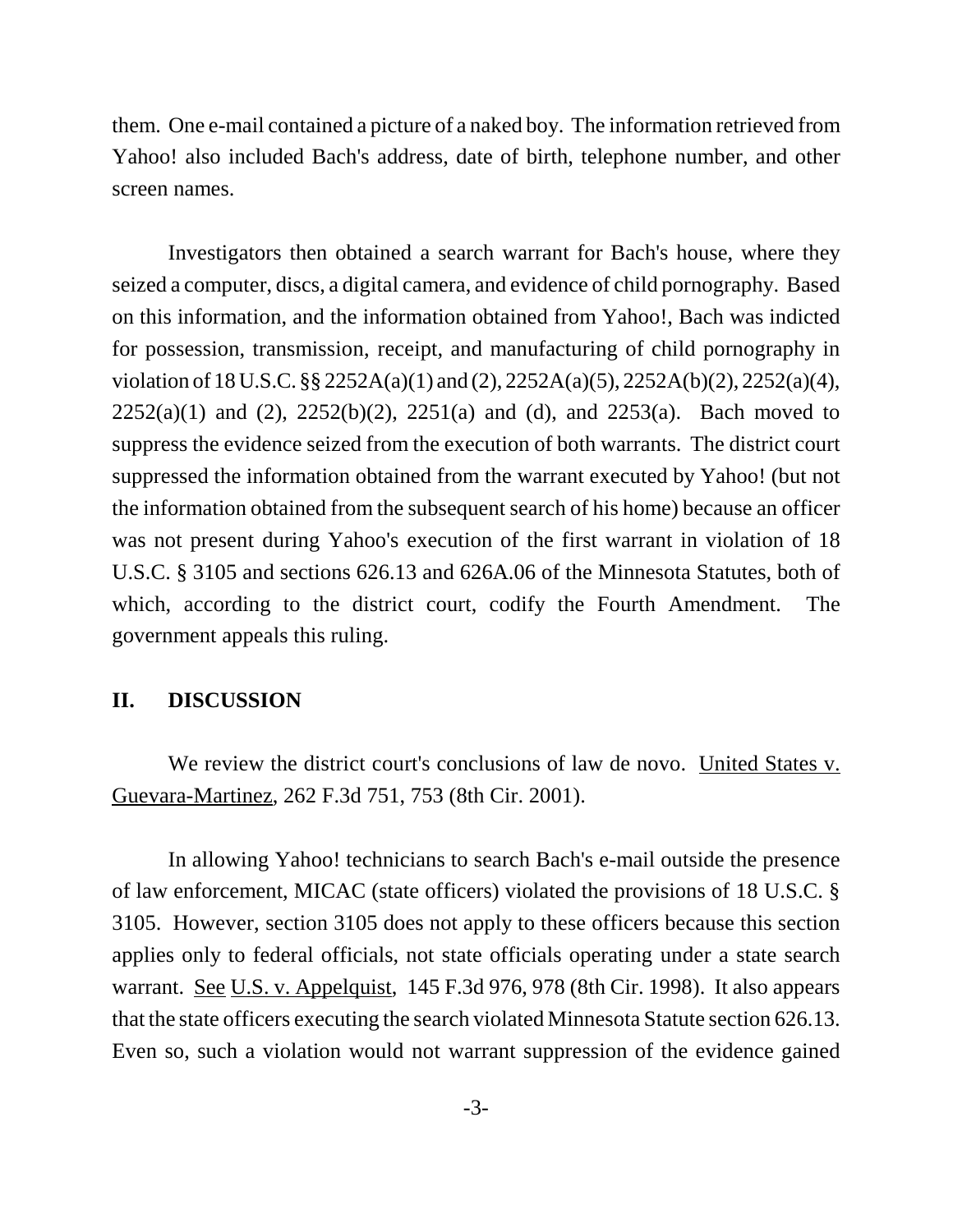them. One e-mail contained a picture of a naked boy. The information retrieved from Yahoo! also included Bach's address, date of birth, telephone number, and other screen names.

Investigators then obtained a search warrant for Bach's house, where they seized a computer, discs, a digital camera, and evidence of child pornography. Based on this information, and the information obtained from Yahoo!, Bach was indicted for possession, transmission, receipt, and manufacturing of child pornography in violation of 18 U.S.C. §§ 2252A(a)(1) and (2), 2252A(a)(5), 2252A(b)(2), 2252(a)(4), 2252(a)(1) and (2), 2252(b)(2), 2251(a) and (d), and 2253(a). Bach moved to suppress the evidence seized from the execution of both warrants. The district court suppressed the information obtained from the warrant executed by Yahoo! (but not the information obtained from the subsequent search of his home) because an officer was not present during Yahoo's execution of the first warrant in violation of 18 U.S.C. § 3105 and sections 626.13 and 626A.06 of the Minnesota Statutes, both of which, according to the district court, codify the Fourth Amendment. The government appeals this ruling.

## II. DISCUSSION

We review the district court's conclusions of law de novo. United States v. Guevara-Martinez, 262 F.3d 751, 753 (8th Cir. 2001).

In allowing Yahoo! technicians to search Bach's e-mail outside the presence of law enforcement, MICAC (state officers) violated the provisions of 18 U.S.C. § 3105. However, section 3105 does not apply to these officers because this section applies only to federal officials, not state officials operating under a state search warrant. See U.S. v. Appelquist, 145 F.3d 976, 978 (8th Cir. 1998). It also appears that the state officers executing the search violated Minnesota Statute section 626.13. Even so, such a violation would not warrant suppression of the evidence gained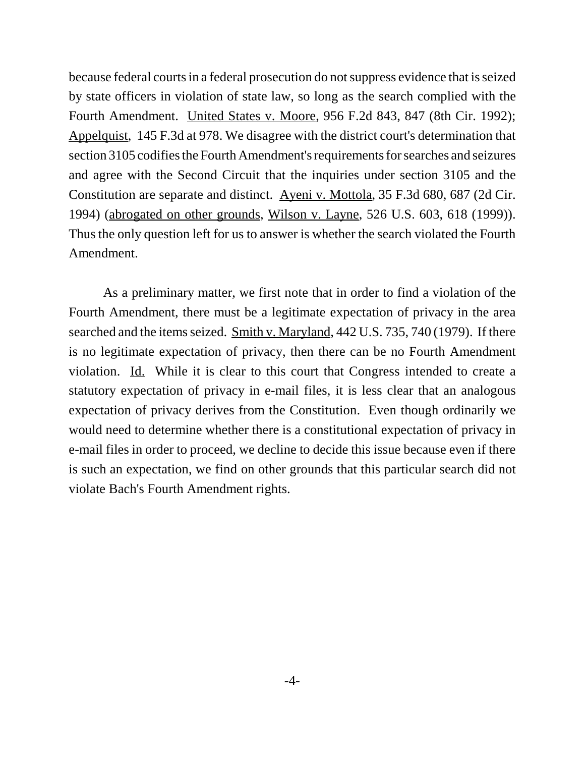because federal courts in a federal prosecution do not suppress evidence that is seized by state officers in violation of state law, so long as the search complied with the Fourth Amendment. United States v. Moore, 956 F.2d 843, 847 (8th Cir. 1992); Appelquist, 145 F.3d at 978. We disagree with the district court's determination that section 3105 codifies the Fourth Amendment's requirements for searches and seizures and agree with the Second Circuit that the inquiries under section 3105 and the Constitution are separate and distinct. Ayeni v. Mottola, 35 F.3d 680, 687 (2d Cir. 1994) (abrogated on other grounds, Wilson v. Layne, 526 U.S. 603, 618 (1999)). Thus the only question left for us to answer is whether the search violated the Fourth Amendment.

As a preliminary matter, we first note that in order to find a violation of the Fourth Amendment, there must be a legitimate expectation of privacy in the area searched and the items seized. Smith v. Maryland, 442 U.S. 735, 740 (1979). If there is no legitimate expectation of privacy, then there can be no Fourth Amendment violation. Id. While it is clear to this court that Congress intended to create a statutory expectation of privacy in e-mail files, it is less clear that an analogous expectation of privacy derives from the Constitution. Even though ordinarily we would need to determine whether there is a constitutional expectation of privacy in e-mail files in order to proceed, we decline to decide this issue because even if there is such an expectation, we find on other grounds that this particular search did not violate Bach's Fourth Amendment rights.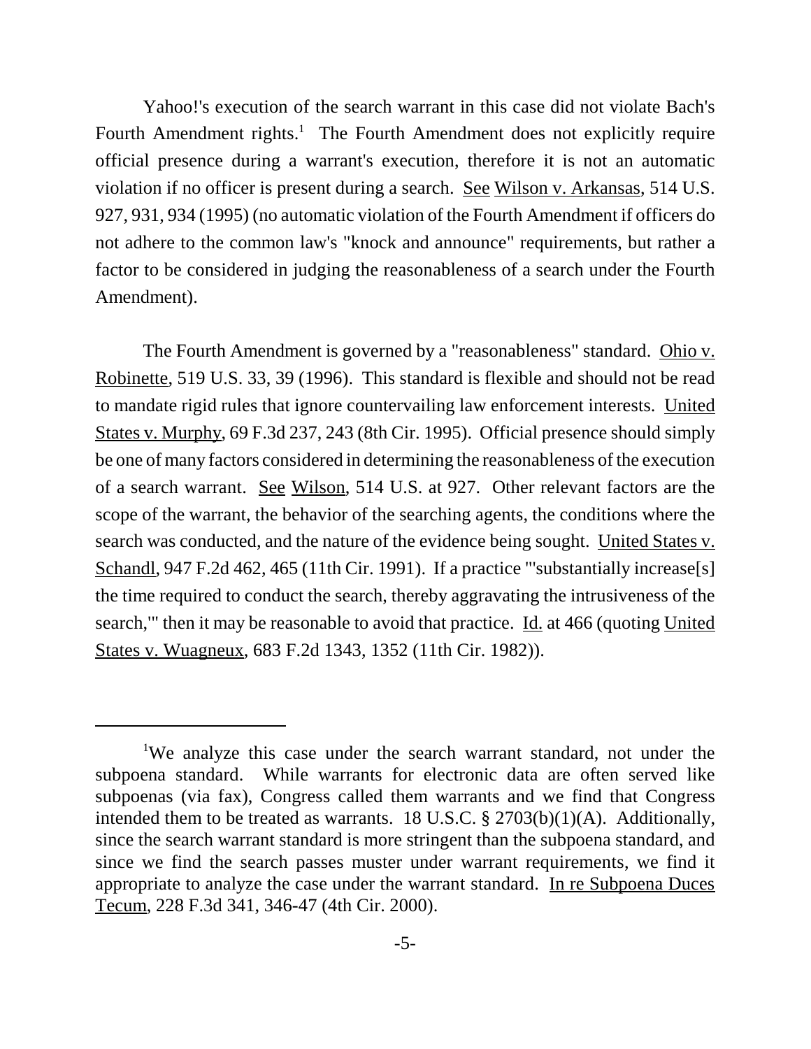Yahoo!'s execution of the search warrant in this case did not violate Bach's Fourth Amendment rights.[1] The Fourth Amendment does not explicitly require official presence during a warrant's execution, therefore it is not an automatic violation if no officer is present during a search. See Wilson v. Arkansas, 514 U.S. 927, 931, 934 (1995) (no automatic violation of the Fourth Amendment if officers do not adhere to the common law's "knock and announce" requirements, but rather a factor to be considered in judging the reasonableness of a search under the Fourth Amendment).

The Fourth Amendment is governed by a "reasonableness" standard. Ohio v. Robinette, 519 U.S. 33, 39 (1996). This standard is flexible and should not be read to mandate rigid rules that ignore countervailing law enforcement interests. United States v. Murphy, 69 F.3d 237, 243 (8th Cir. 1995). Official presence should simply be one of many factors considered in determining the reasonableness of the execution of a search warrant. See Wilson, 514 U.S. at 927. Other relevant factors are the scope of the warrant, the behavior of the searching agents, the conditions where the search was conducted, and the nature of the evidence being sought. United States v. Schandl, 947 F.2d 462, 465 (11th Cir. 1991). If a practice "'substantially increase[s] the time required to conduct the search, thereby aggravating the intrusiveness of the search,'" then it may be reasonable to avoid that practice. Id. at 466 (quoting United States v. Wuagneux, 683 F.2d 1343, 1352 (11th Cir. 1982)).

---

[1] We analyze this case under the search warrant standard, not under the subpoena standard. While warrants for electronic data are often served like subpoenas (via fax), Congress called them warrants and we find that Congress intended them to be treated as warrants. 18 U.S.C. § 2703(b)(1)(A). Additionally, since the search warrant standard is more stringent than the subpoena standard, and since we find the search passes muster under warrant requirements, we find it appropriate to analyze the case under the warrant standard. In re Subpoena Duces Tecum, 228 F.3d 341, 346-47 (4th Cir. 2000).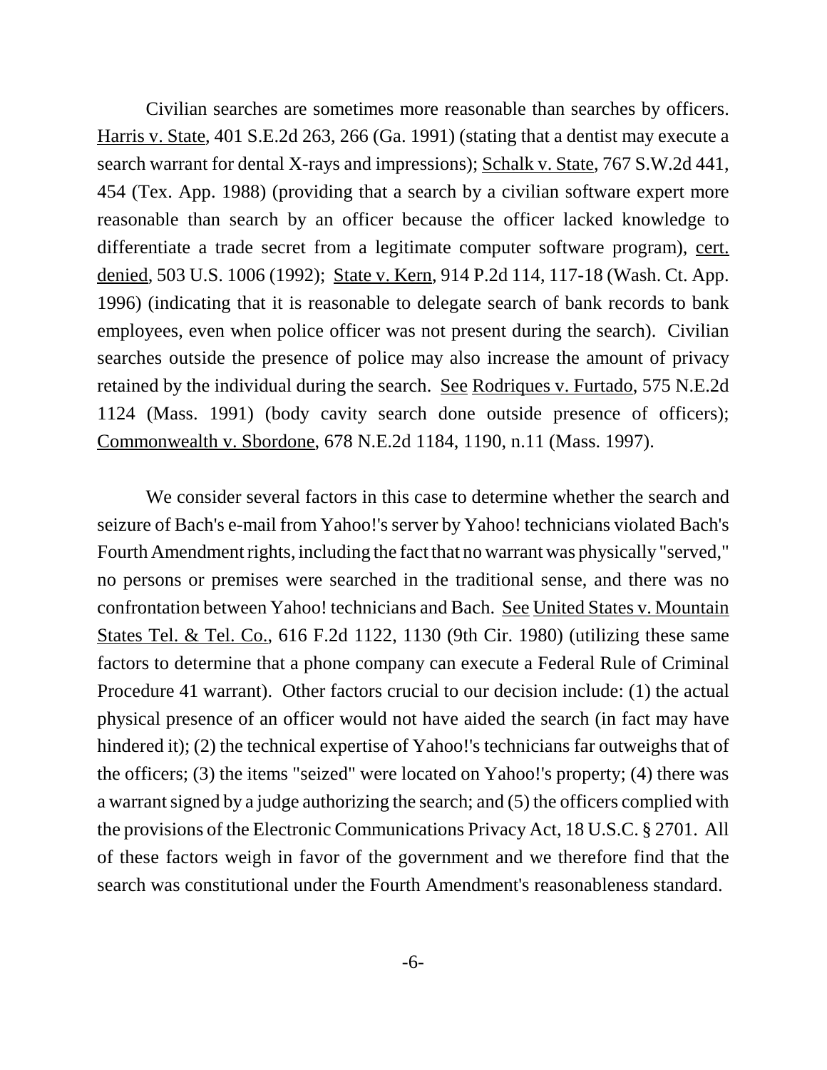Civilian searches are sometimes more reasonable than searches by officers. Harris v. State, 401 S.E.2d 263, 266 (Ga. 1991) (stating that a dentist may execute a search warrant for dental X-rays and impressions); Schalk v. State, 767 S.W.2d 441, 454 (Tex. App. 1988) (providing that a search by a civilian software expert more reasonable than search by an officer because the officer lacked knowledge to differentiate a trade secret from a legitimate computer software program), cert. denied, 503 U.S. 1006 (1992); State v. Kern, 914 P.2d 114, 117-18 (Wash. Ct. App. 1996) (indicating that it is reasonable to delegate search of bank records to bank employees, even when police officer was not present during the search). Civilian searches outside the presence of police may also increase the amount of privacy retained by the individual during the search. See Rodriques v. Furtado, 575 N.E.2d 1124 (Mass. 1991) (body cavity search done outside presence of officers); Commonwealth v. Sbordone, 678 N.E.2d 1184, 1190, n.11 (Mass. 1997).

We consider several factors in this case to determine whether the search and seizure of Bach's e-mail from Yahoo!'s server by Yahoo! technicians violated Bach's Fourth Amendment rights, including the fact that no warrant was physically "served," no persons or premises were searched in the traditional sense, and there was no confrontation between Yahoo! technicians and Bach. See United States v. Mountain States Tel. & Tel. Co., 616 F.2d 1122, 1130 (9th Cir. 1980) (utilizing these same factors to determine that a phone company can execute a Federal Rule of Criminal Procedure 41 warrant). Other factors crucial to our decision include: (1) the actual physical presence of an officer would not have aided the search (in fact may have hindered it); (2) the technical expertise of Yahoo!'s technicians far outweighs that of the officers; (3) the items "seized" were located on Yahoo!'s property; (4) there was a warrant signed by a judge authorizing the search; and (5) the officers complied with the provisions of the Electronic Communications Privacy Act, 18 U.S.C. § 2701. All of these factors weigh in favor of the government and we therefore find that the search was constitutional under the Fourth Amendment's reasonableness standard.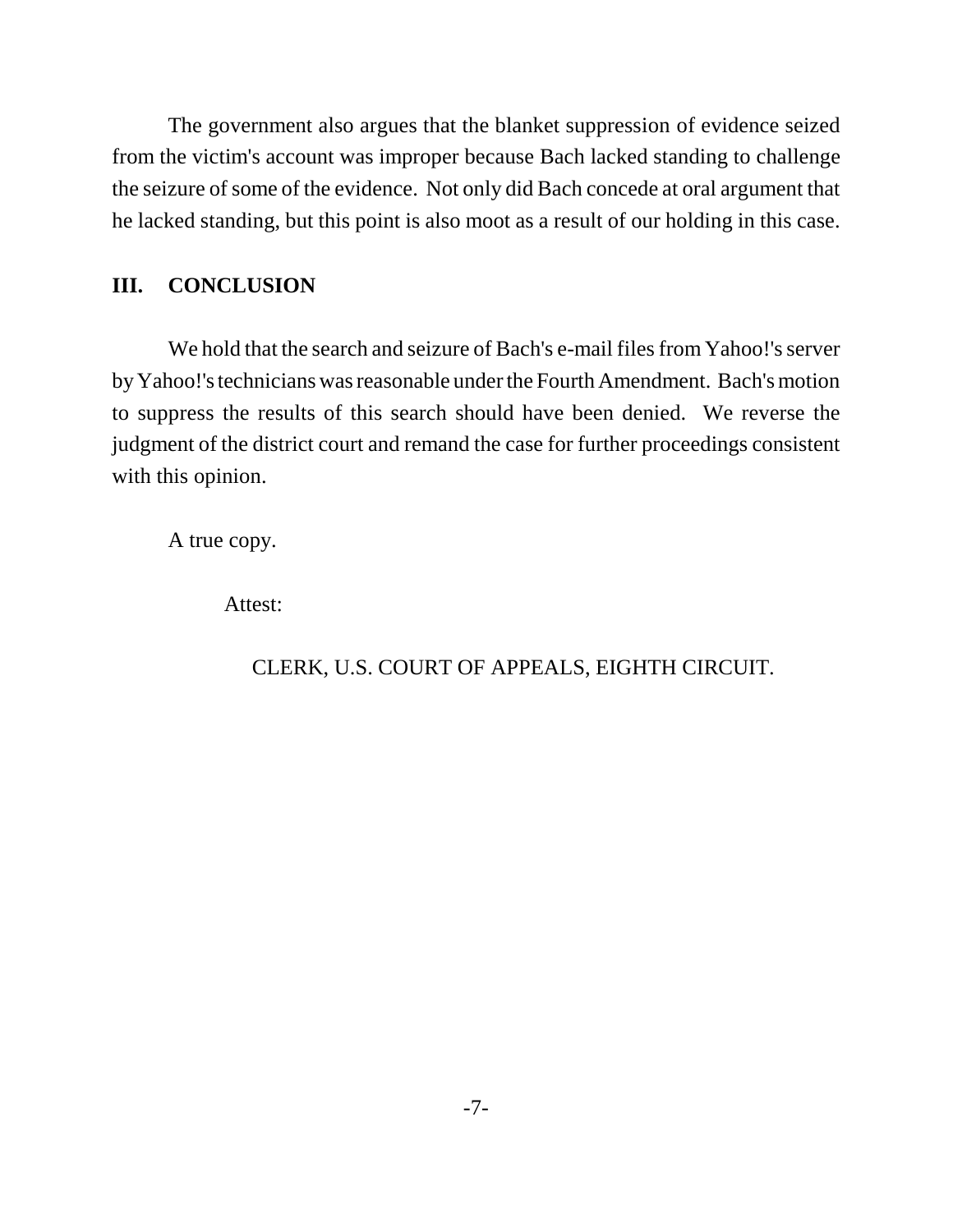The government also argues that the blanket suppression of evidence seized from the victim's account was improper because Bach lacked standing to challenge the seizure of some of the evidence. Not only did Bach concede at oral argument that he lacked standing, but this point is also moot as a result of our holding in this case.

## III. CONCLUSION

We hold that the search and seizure of Bach's e-mail files from Yahoo!'s server by Yahoo!'s technicians was reasonable under the Fourth Amendment. Bach's motion to suppress the results of this search should have been denied. We reverse the judgment of the district court and remand the case for further proceedings consistent with this opinion.

A true copy.

Attest:

CLERK, U.S. COURT OF APPEALS, EIGHTH CIRCUIT.